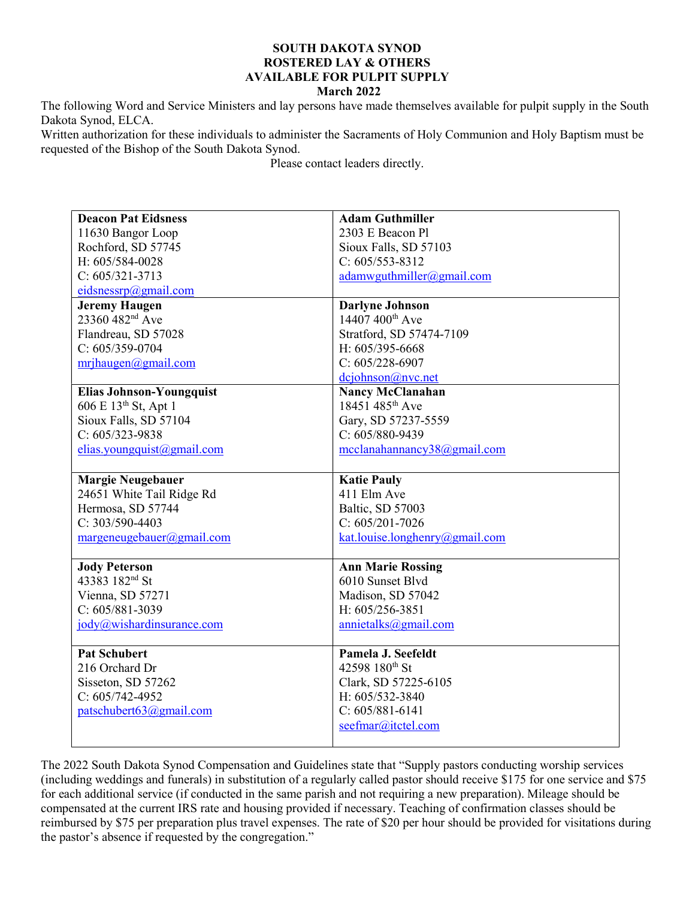# SOUTH DAKOTA SYNOD
# ROSTERED LAY & OTHERS
# AVAILABLE FOR PULPIT SUPPLY
# March 2022

The following Word and Service Ministers and lay persons have made themselves available for pulpit supply in the South Dakota Synod, ELCA.

Written authorization for these individuals to administer the Sacraments of Holy Communion and Holy Baptism must be requested of the Bishop of the South Dakota Synod.

Please contact leaders directly.

| | |
|---|---|
| **Deacon Pat Eidsness**<br>11630 Bangor Loop<br>Rochford, SD 57745<br>H: 605/584-0028<br>C: 605/321-3713<br>eidsnessrp@gmail.com | **Adam Guthmiller**<br>2303 E Beacon Pl<br>Sioux Falls, SD 57103<br>C: 605/553-8312<br>adamwguthmiller@gmail.com |
| **Jeremy Haugen**<br>23360 482nd Ave<br>Flandreau, SD 57028<br>C: 605/359-0704<br>mrjhaugen@gmail.com | **Darlyne Johnson**<br>14407 400th Ave<br>Stratford, SD 57474-7109<br>H: 605/395-6668<br>C: 605/228-6907<br>dcjohnson@nvc.net |
| **Elias Johnson-Youngquist**<br>606 E 13th St, Apt 1<br>Sioux Falls, SD 57104<br>C: 605/323-9838<br>elias.youngquist@gmail.com | **Nancy McClanahan**<br>18451 485th Ave<br>Gary, SD 57237-5559<br>C: 605/880-9439<br>mcclanahannancy38@gmail.com |
| **Margie Neugebauer**<br>24651 White Tail Ridge Rd<br>Hermosa, SD 57744<br>C: 303/590-4403<br>margeneugebauer@gmail.com | **Katie Pauly**<br>411 Elm Ave<br>Baltic, SD 57003<br>C: 605/201-7026<br>kat.louise.longhenry@gmail.com |
| **Jody Peterson**<br>43383 182nd St<br>Vienna, SD 57271<br>C: 605/881-3039<br>jody@wishardinsurance.com | **Ann Marie Rossing**<br>6010 Sunset Blvd<br>Madison, SD 57042<br>H: 605/256-3851<br>annietalks@gmail.com |
| **Pat Schubert**<br>216 Orchard Dr<br>Sisseton, SD 57262<br>C: 605/742-4952<br>patschubert63@gmail.com | **Pamela J. Seefeldt**<br>42598 180th St<br>Clark, SD 57225-6105<br>H: 605/532-3840<br>C: 605/881-6141<br>seefmar@itctel.com |

The 2022 South Dakota Synod Compensation and Guidelines state that "Supply pastors conducting worship services (including weddings and funerals) in substitution of a regularly called pastor should receive $175 for one service and $75 for each additional service (if conducted in the same parish and not requiring a new preparation). Mileage should be compensated at the current IRS rate and housing provided if necessary. Teaching of confirmation classes should be reimbursed by $75 per preparation plus travel expenses. The rate of $20 per hour should be provided for visitations during the pastor's absence if requested by the congregation."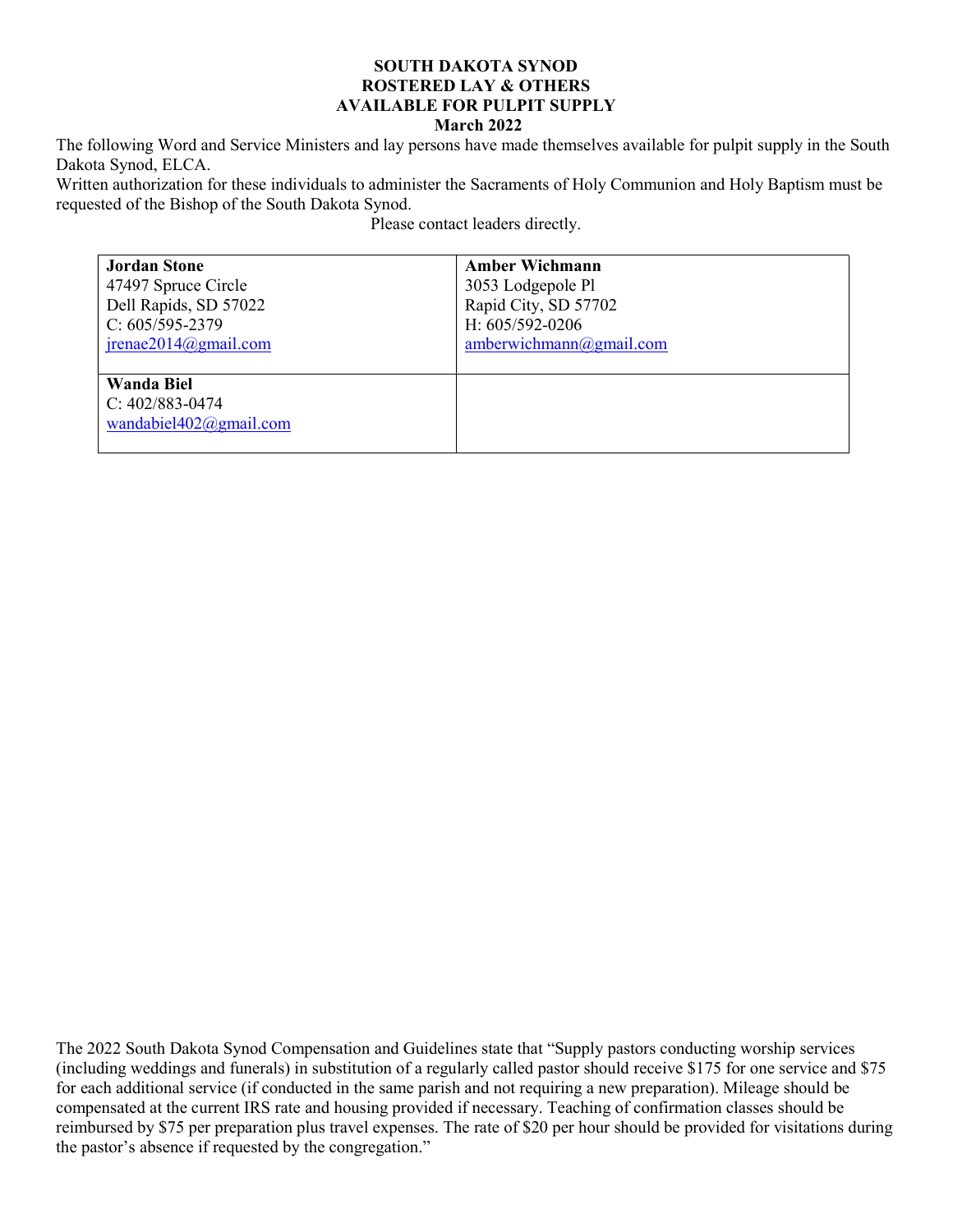**SOUTH DAKOTA SYNOD**
**ROSTERED LAY & OTHERS**
**AVAILABLE FOR PULPIT SUPPLY**
**March 2022**

The following Word and Service Ministers and lay persons have made themselves available for pulpit supply in the South Dakota Synod, ELCA.

Written authorization for these individuals to administer the Sacraments of Holy Communion and Holy Baptism must be requested of the Bishop of the South Dakota Synod.

Please contact leaders directly.

| | |
|---|---|
| **Jordan Stone**<br>47497 Spruce Circle<br>Dell Rapids, SD 57022<br>C: 605/595-2379<br>jrenae2014@gmail.com | **Amber Wichmann**<br>3053 Lodgepole Pl<br>Rapid City, SD 57702<br>H: 605/592-0206<br>amberwichmann@gmail.com |
| **Wanda Biel**<br>C: 402/883-0474<br>wandabiel402@gmail.com | |

The 2022 South Dakota Synod Compensation and Guidelines state that "Supply pastors conducting worship services (including weddings and funerals) in substitution of a regularly called pastor should receive $175 for one service and $75 for each additional service (if conducted in the same parish and not requiring a new preparation). Mileage should be compensated at the current IRS rate and housing provided if necessary. Teaching of confirmation classes should be reimbursed by $75 per preparation plus travel expenses. The rate of $20 per hour should be provided for visitations during the pastor's absence if requested by the congregation."